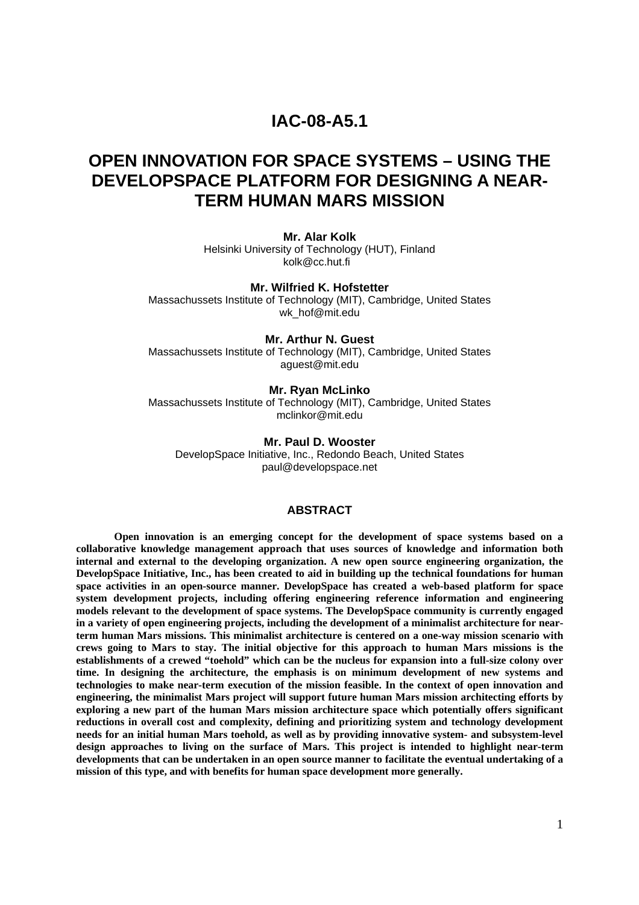# IAC-08-A5.1

# OPEN INNOVATION FOR SPACE SYSTEMS – USING THE DEVELOPSPACE PLATFORM FOR DESIGNING A NEAR-TERM HUMAN MARS MISSION

**Mr. Alar Kolk**
Helsinki University of Technology (HUT), Finland
kolk@cc.hut.fi

**Mr. Wilfried K. Hofstetter**
Massachussets Institute of Technology (MIT), Cambridge, United States
wk_hof@mit.edu

**Mr. Arthur N. Guest**
Massachussets Institute of Technology (MIT), Cambridge, United States
aguest@mit.edu

**Mr. Ryan McLinko**
Massachussets Institute of Technology (MIT), Cambridge, United States
mclinkor@mit.edu

**Mr. Paul D. Wooster**
DevelopSpace Initiative, Inc., Redondo Beach, United States
paul@developspace.net

## ABSTRACT

**Open innovation is an emerging concept for the development of space systems based on a collaborative knowledge management approach that uses sources of knowledge and information both internal and external to the developing organization. A new open source engineering organization, the DevelopSpace Initiative, Inc., has been created to aid in building up the technical foundations for human space activities in an open-source manner. DevelopSpace has created a web-based platform for space system development projects, including offering engineering reference information and engineering models relevant to the development of space systems. The DevelopSpace community is currently engaged in a variety of open engineering projects, including the development of a minimalist architecture for near-term human Mars missions. This minimalist architecture is centered on a one-way mission scenario with crews going to Mars to stay. The initial objective for this approach to human Mars missions is the establishments of a crewed "toehold" which can be the nucleus for expansion into a full-size colony over time. In designing the architecture, the emphasis is on minimum development of new systems and technologies to make near-term execution of the mission feasible. In the context of open innovation and engineering, the minimalist Mars project will support future human Mars mission architecting efforts by exploring a new part of the human Mars mission architecture space which potentially offers significant reductions in overall cost and complexity, defining and prioritizing system and technology development needs for an initial human Mars toehold, as well as by providing innovative system- and subsystem-level design approaches to living on the surface of Mars. This project is intended to highlight near-term developments that can be undertaken in an open source manner to facilitate the eventual undertaking of a mission of this type, and with benefits for human space development more generally.**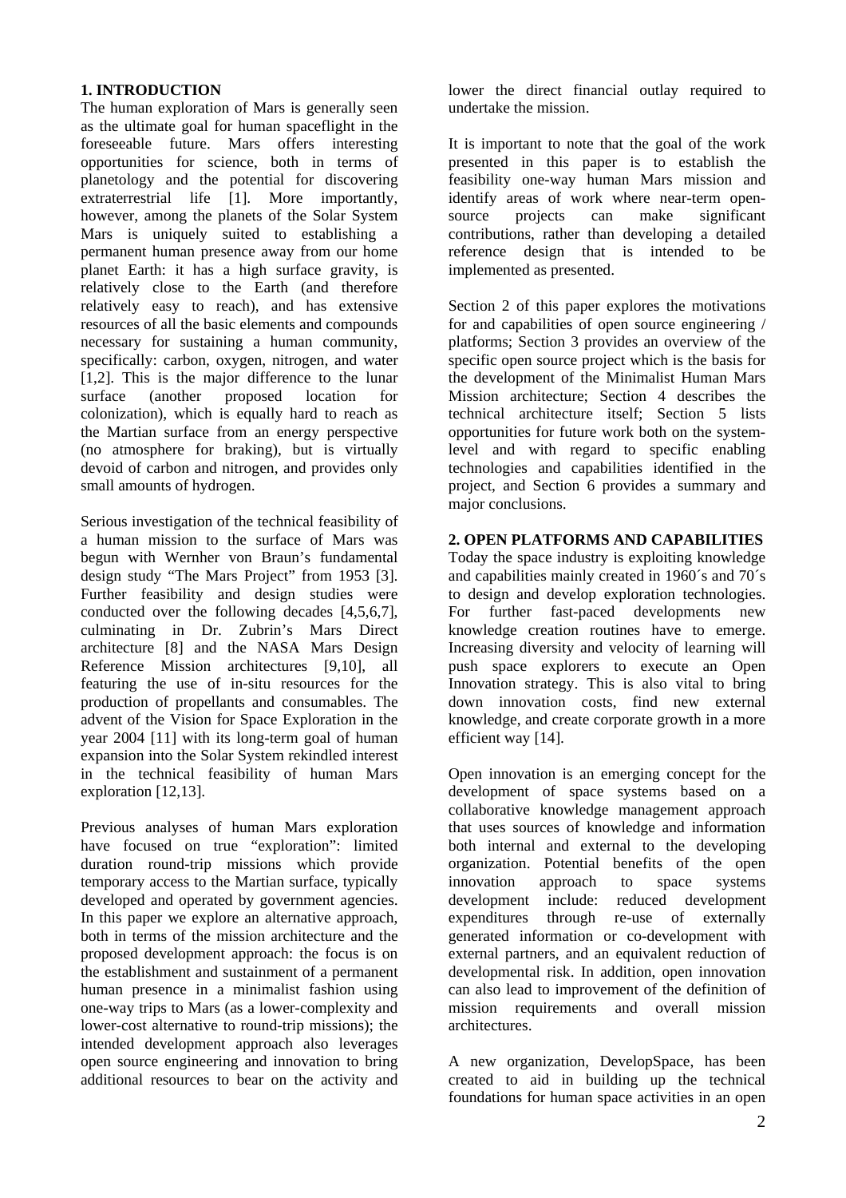## 1. INTRODUCTION

The human exploration of Mars is generally seen as the ultimate goal for human spaceflight in the foreseeable future. Mars offers interesting opportunities for science, both in terms of planetology and the potential for discovering extraterrestrial life [1]. More importantly, however, among the planets of the Solar System Mars is uniquely suited to establishing a permanent human presence away from our home planet Earth: it has a high surface gravity, is relatively close to the Earth (and therefore relatively easy to reach), and has extensive resources of all the basic elements and compounds necessary for sustaining a human community, specifically: carbon, oxygen, nitrogen, and water [1,2]. This is the major difference to the lunar surface (another proposed location for colonization), which is equally hard to reach as the Martian surface from an energy perspective (no atmosphere for braking), but is virtually devoid of carbon and nitrogen, and provides only small amounts of hydrogen.

Serious investigation of the technical feasibility of a human mission to the surface of Mars was begun with Wernher von Braun's fundamental design study "The Mars Project" from 1953 [3]. Further feasibility and design studies were conducted over the following decades [4,5,6,7], culminating in Dr. Zubrin's Mars Direct architecture [8] and the NASA Mars Design Reference Mission architectures [9,10], all featuring the use of in-situ resources for the production of propellants and consumables. The advent of the Vision for Space Exploration in the year 2004 [11] with its long-term goal of human expansion into the Solar System rekindled interest in the technical feasibility of human Mars exploration [12,13].

Previous analyses of human Mars exploration have focused on true "exploration": limited duration round-trip missions which provide temporary access to the Martian surface, typically developed and operated by government agencies. In this paper we explore an alternative approach, both in terms of the mission architecture and the proposed development approach: the focus is on the establishment and sustainment of a permanent human presence in a minimalist fashion using one-way trips to Mars (as a lower-complexity and lower-cost alternative to round-trip missions); the intended development approach also leverages open source engineering and innovation to bring additional resources to bear on the activity and lower the direct financial outlay required to undertake the mission.

It is important to note that the goal of the work presented in this paper is to establish the feasibility one-way human Mars mission and identify areas of work where near-term open-source projects can make significant contributions, rather than developing a detailed reference design that is intended to be implemented as presented.

Section 2 of this paper explores the motivations for and capabilities of open source engineering / platforms; Section 3 provides an overview of the specific open source project which is the basis for the development of the Minimalist Human Mars Mission architecture; Section 4 describes the technical architecture itself; Section 5 lists opportunities for future work both on the system-level and with regard to specific enabling technologies and capabilities identified in the project, and Section 6 provides a summary and major conclusions.

## 2. OPEN PLATFORMS AND CAPABILITIES

Today the space industry is exploiting knowledge and capabilities mainly created in 1960´s and 70´s to design and develop exploration technologies. For further fast-paced developments new knowledge creation routines have to emerge. Increasing diversity and velocity of learning will push space explorers to execute an Open Innovation strategy. This is also vital to bring down innovation costs, find new external knowledge, and create corporate growth in a more efficient way [14].

Open innovation is an emerging concept for the development of space systems based on a collaborative knowledge management approach that uses sources of knowledge and information both internal and external to the developing organization. Potential benefits of the open innovation approach to space systems development include: reduced development expenditures through re-use of externally generated information or co-development with external partners, and an equivalent reduction of developmental risk. In addition, open innovation can also lead to improvement of the definition of mission requirements and overall mission architectures.

A new organization, DevelopSpace, has been created to aid in building up the technical foundations for human space activities in an open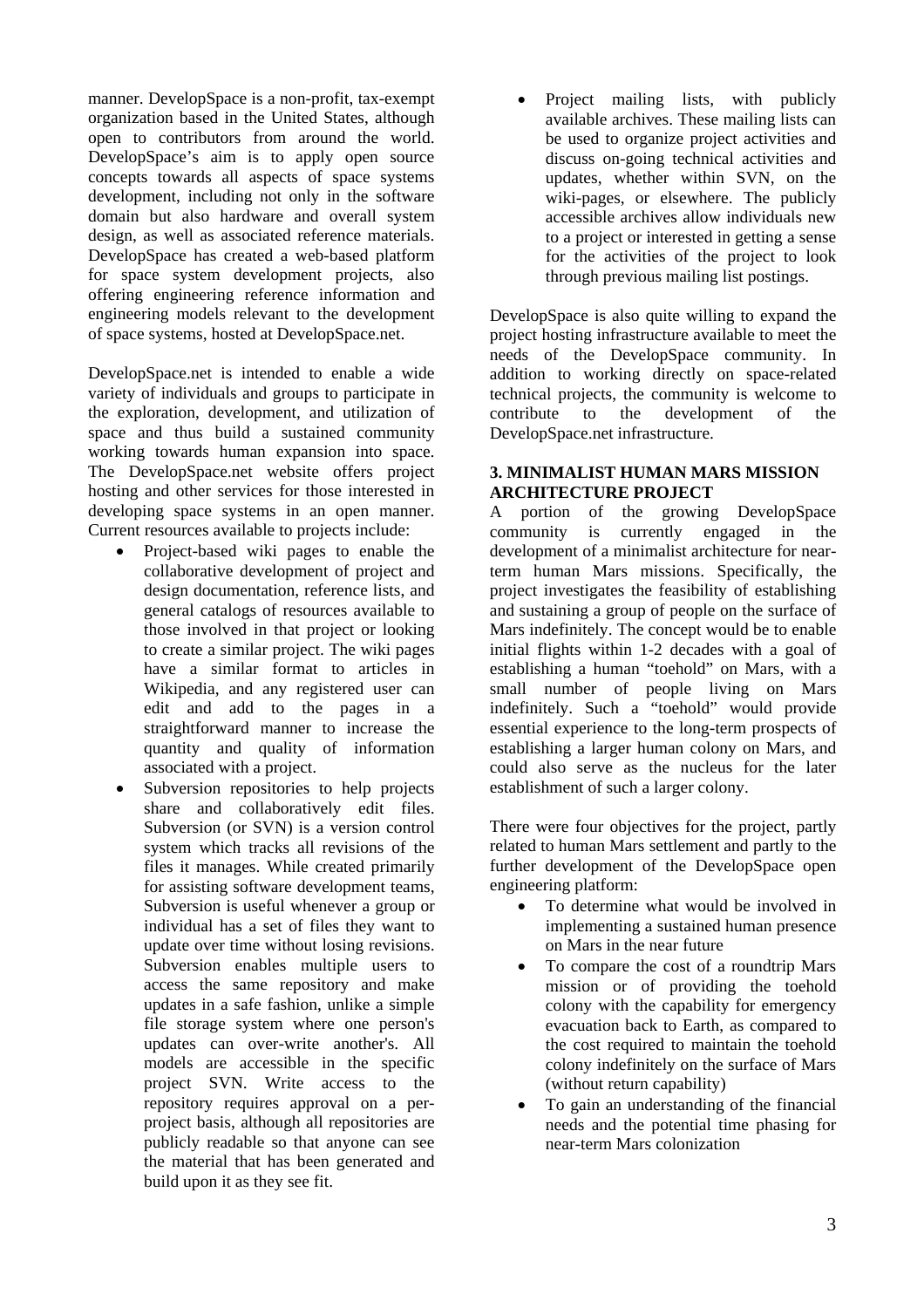manner. DevelopSpace is a non-profit, tax-exempt organization based in the United States, although open to contributors from around the world. DevelopSpace's aim is to apply open source concepts towards all aspects of space systems development, including not only in the software domain but also hardware and overall system design, as well as associated reference materials. DevelopSpace has created a web-based platform for space system development projects, also offering engineering reference information and engineering models relevant to the development of space systems, hosted at DevelopSpace.net.

DevelopSpace.net is intended to enable a wide variety of individuals and groups to participate in the exploration, development, and utilization of space and thus build a sustained community working towards human expansion into space. The DevelopSpace.net website offers project hosting and other services for those interested in developing space systems in an open manner. Current resources available to projects include:

- Project-based wiki pages to enable the collaborative development of project and design documentation, reference lists, and general catalogs of resources available to those involved in that project or looking to create a similar project. The wiki pages have a similar format to articles in Wikipedia, and any registered user can edit and add to the pages in a straightforward manner to increase the quantity and quality of information associated with a project.
- Subversion repositories to help projects share and collaboratively edit files. Subversion (or SVN) is a version control system which tracks all revisions of the files it manages. While created primarily for assisting software development teams, Subversion is useful whenever a group or individual has a set of files they want to update over time without losing revisions. Subversion enables multiple users to access the same repository and make updates in a safe fashion, unlike a simple file storage system where one person's updates can over-write another's. All models are accessible in the specific project SVN. Write access to the repository requires approval on a per-project basis, although all repositories are publicly readable so that anyone can see the material that has been generated and build upon it as they see fit.
- Project mailing lists, with publicly available archives. These mailing lists can be used to organize project activities and discuss on-going technical activities and updates, whether within SVN, on the wiki-pages, or elsewhere. The publicly accessible archives allow individuals new to a project or interested in getting a sense for the activities of the project to look through previous mailing list postings.

DevelopSpace is also quite willing to expand the project hosting infrastructure available to meet the needs of the DevelopSpace community. In addition to working directly on space-related technical projects, the community is welcome to contribute to the development of the DevelopSpace.net infrastructure.

## 3. MINIMALIST HUMAN MARS MISSION ARCHITECTURE PROJECT

A portion of the growing DevelopSpace community is currently engaged in the development of a minimalist architecture for near-term human Mars missions. Specifically, the project investigates the feasibility of establishing and sustaining a group of people on the surface of Mars indefinitely. The concept would be to enable initial flights within 1-2 decades with a goal of establishing a human "toehold" on Mars, with a small number of people living on Mars indefinitely. Such a "toehold" would provide essential experience to the long-term prospects of establishing a larger human colony on Mars, and could also serve as the nucleus for the later establishment of such a larger colony.

There were four objectives for the project, partly related to human Mars settlement and partly to the further development of the DevelopSpace open engineering platform:

- To determine what would be involved in implementing a sustained human presence on Mars in the near future
- To compare the cost of a roundtrip Mars mission or of providing the toehold colony with the capability for emergency evacuation back to Earth, as compared to the cost required to maintain the toehold colony indefinitely on the surface of Mars (without return capability)
- To gain an understanding of the financial needs and the potential time phasing for near-term Mars colonization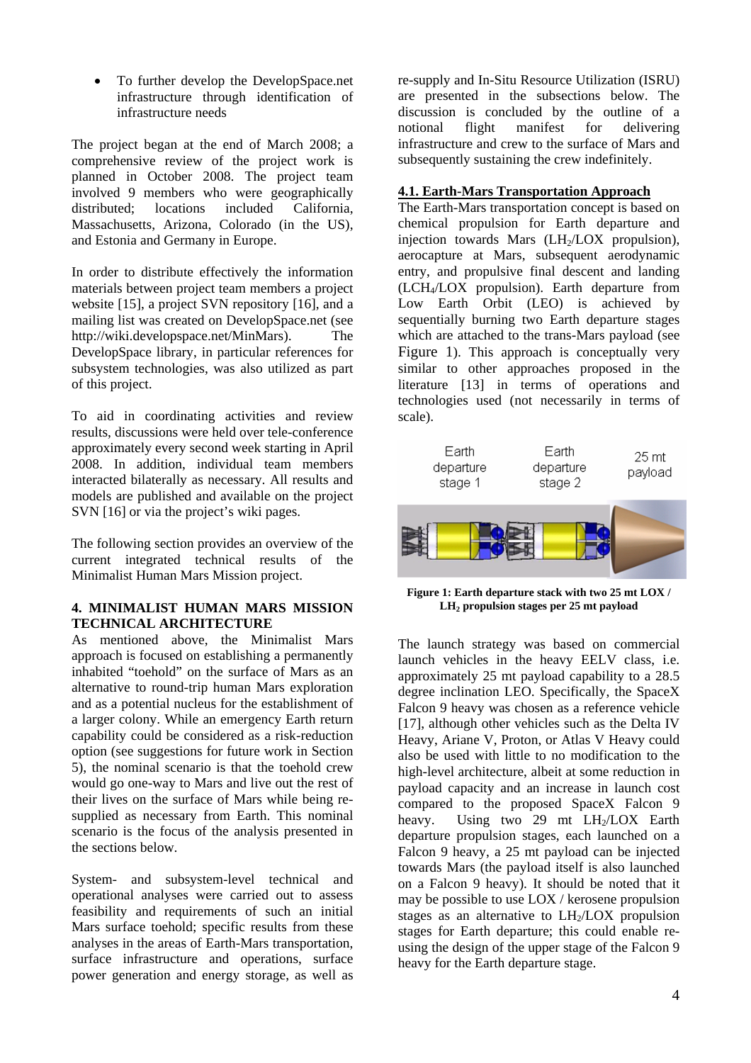- To further develop the DevelopSpace.net infrastructure through identification of infrastructure needs

The project began at the end of March 2008; a comprehensive review of the project work is planned in October 2008. The project team involved 9 members who were geographically distributed; locations included California, Massachusetts, Arizona, Colorado (in the US), and Estonia and Germany in Europe.

In order to distribute effectively the information materials between project team members a project website [15], a project SVN repository [16], and a mailing list was created on DevelopSpace.net (see http://wiki.developspace.net/MinMars). The DevelopSpace library, in particular references for subsystem technologies, was also utilized as part of this project.

To aid in coordinating activities and review results, discussions were held over tele-conference approximately every second week starting in April 2008. In addition, individual team members interacted bilaterally as necessary. All results and models are published and available on the project SVN [16] or via the project's wiki pages.

The following section provides an overview of the current integrated technical results of the Minimalist Human Mars Mission project.

## 4. MINIMALIST HUMAN MARS MISSION TECHNICAL ARCHITECTURE

As mentioned above, the Minimalist Mars approach is focused on establishing a permanently inhabited "toehold" on the surface of Mars as an alternative to round-trip human Mars exploration and as a potential nucleus for the establishment of a larger colony. While an emergency Earth return capability could be considered as a risk-reduction option (see suggestions for future work in Section 5), the nominal scenario is that the toehold crew would go one-way to Mars and live out the rest of their lives on the surface of Mars while being re-supplied as necessary from Earth. This nominal scenario is the focus of the analysis presented in the sections below.

System- and subsystem-level technical and operational analyses were carried out to assess feasibility and requirements of such an initial Mars surface toehold; specific results from these analyses in the areas of Earth-Mars transportation, surface infrastructure and operations, surface power generation and energy storage, as well as re-supply and In-Situ Resource Utilization (ISRU) are presented in the subsections below. The discussion is concluded by the outline of a notional flight manifest for delivering infrastructure and crew to the surface of Mars and subsequently sustaining the crew indefinitely.

### 4.1. Earth-Mars Transportation Approach

The Earth-Mars transportation concept is based on chemical propulsion for Earth departure and injection towards Mars ($LH_2$/LOX propulsion), aerocapture at Mars, subsequent aerodynamic entry, and propulsive final descent and landing ($LCH_4$/LOX propulsion). Earth departure from Low Earth Orbit (LEO) is achieved by sequentially burning two Earth departure stages which are attached to the trans-Mars payload (see Figure 1). This approach is conceptually very similar to other approaches proposed in the literature [13] in terms of operations and technologies used (not necessarily in terms of scale).

Earth departure stage 1 | Earth departure stage 2 | 25 mt payload

**Figure 1: Earth departure stack with two 25 mt LOX / $LH_2$ propulsion stages per 25 mt payload**

The launch strategy was based on commercial launch vehicles in the heavy EELV class, i.e. approximately 25 mt payload capability to a 28.5 degree inclination LEO. Specifically, the SpaceX Falcon 9 heavy was chosen as a reference vehicle [17], although other vehicles such as the Delta IV Heavy, Ariane V, Proton, or Atlas V Heavy could also be used with little to no modification to the high-level architecture, albeit at some reduction in payload capacity and an increase in launch cost compared to the proposed SpaceX Falcon 9 heavy. Using two 29 mt $LH_2$/LOX Earth departure propulsion stages, each launched on a Falcon 9 heavy, a 25 mt payload can be injected towards Mars (the payload itself is also launched on a Falcon 9 heavy). It should be noted that it may be possible to use LOX / kerosene propulsion stages as an alternative to $LH_2$/LOX propulsion stages for Earth departure; this could enable re-using the design of the upper stage of the Falcon 9 heavy for the Earth departure stage.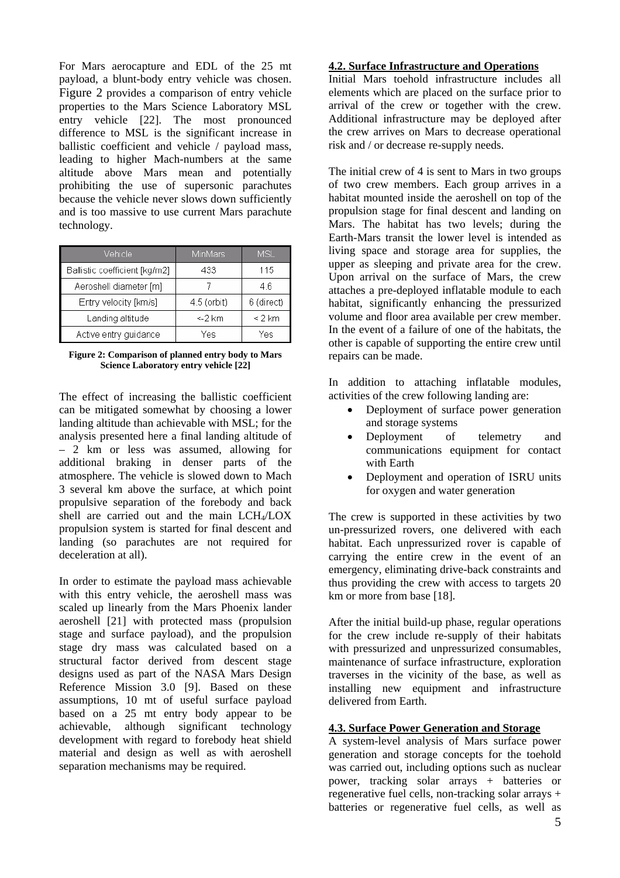For Mars aerocapture and EDL of the 25 mt payload, a blunt-body entry vehicle was chosen. Figure 2 provides a comparison of entry vehicle properties to the Mars Science Laboratory MSL entry vehicle [22]. The most pronounced difference to MSL is the significant increase in ballistic coefficient and vehicle / payload mass, leading to higher Mach-numbers at the same altitude above Mars mean and potentially prohibiting the use of supersonic parachutes because the vehicle never slows down sufficiently and is too massive to use current Mars parachute technology.

| Vehicle | MinMars | MSL |
|---|---|---|
| Ballistic coefficient [kg/m2] | 433 | 115 |
| Aeroshell diameter [m] | 7 | 4.6 |
| Entry velocity [km/s] | 4.5 (orbit) | 6 (direct) |
| Landing altitude | <-2 km | < 2 km |
| Active entry guidance | Yes | Yes |

**Figure 2: Comparison of planned entry body to Mars Science Laboratory entry vehicle [22]**

The effect of increasing the ballistic coefficient can be mitigated somewhat by choosing a lower landing altitude than achievable with MSL; for the analysis presented here a final landing altitude of – 2 km or less was assumed, allowing for additional braking in denser parts of the atmosphere. The vehicle is slowed down to Mach 3 several km above the surface, at which point propulsive separation of the forebody and back shell are carried out and the main $LCH_4$/LOX propulsion system is started for final descent and landing (so parachutes are not required for deceleration at all).

In order to estimate the payload mass achievable with this entry vehicle, the aeroshell mass was scaled up linearly from the Mars Phoenix lander aeroshell [21] with protected mass (propulsion stage and surface payload), and the propulsion stage dry mass was calculated based on a structural factor derived from descent stage designs used as part of the NASA Mars Design Reference Mission 3.0 [9]. Based on these assumptions, 10 mt of useful surface payload based on a 25 mt entry body appear to be achievable, although significant technology development with regard to forebody heat shield material and design as well as with aeroshell separation mechanisms may be required.

## 4.2. Surface Infrastructure and Operations

Initial Mars toehold infrastructure includes all elements which are placed on the surface prior to arrival of the crew or together with the crew. Additional infrastructure may be deployed after the crew arrives on Mars to decrease operational risk and / or decrease re-supply needs.

The initial crew of 4 is sent to Mars in two groups of two crew members. Each group arrives in a habitat mounted inside the aeroshell on top of the propulsion stage for final descent and landing on Mars. The habitat has two levels; during the Earth-Mars transit the lower level is intended as living space and storage area for supplies, the upper as sleeping and private area for the crew. Upon arrival on the surface of Mars, the crew attaches a pre-deployed inflatable module to each habitat, significantly enhancing the pressurized volume and floor area available per crew member. In the event of a failure of one of the habitats, the other is capable of supporting the entire crew until repairs can be made.

In addition to attaching inflatable modules, activities of the crew following landing are:

- Deployment of surface power generation and storage systems
- Deployment of telemetry and communications equipment for contact with Earth
- Deployment and operation of ISRU units for oxygen and water generation

The crew is supported in these activities by two un-pressurized rovers, one delivered with each habitat. Each unpressurized rover is capable of carrying the entire crew in the event of an emergency, eliminating drive-back constraints and thus providing the crew with access to targets 20 km or more from base [18].

After the initial build-up phase, regular operations for the crew include re-supply of their habitats with pressurized and unpressurized consumables, maintenance of surface infrastructure, exploration traverses in the vicinity of the base, as well as installing new equipment and infrastructure delivered from Earth.

## 4.3. Surface Power Generation and Storage

A system-level analysis of Mars surface power generation and storage concepts for the toehold was carried out, including options such as nuclear power, tracking solar arrays + batteries or regenerative fuel cells, non-tracking solar arrays + batteries or regenerative fuel cells, as well as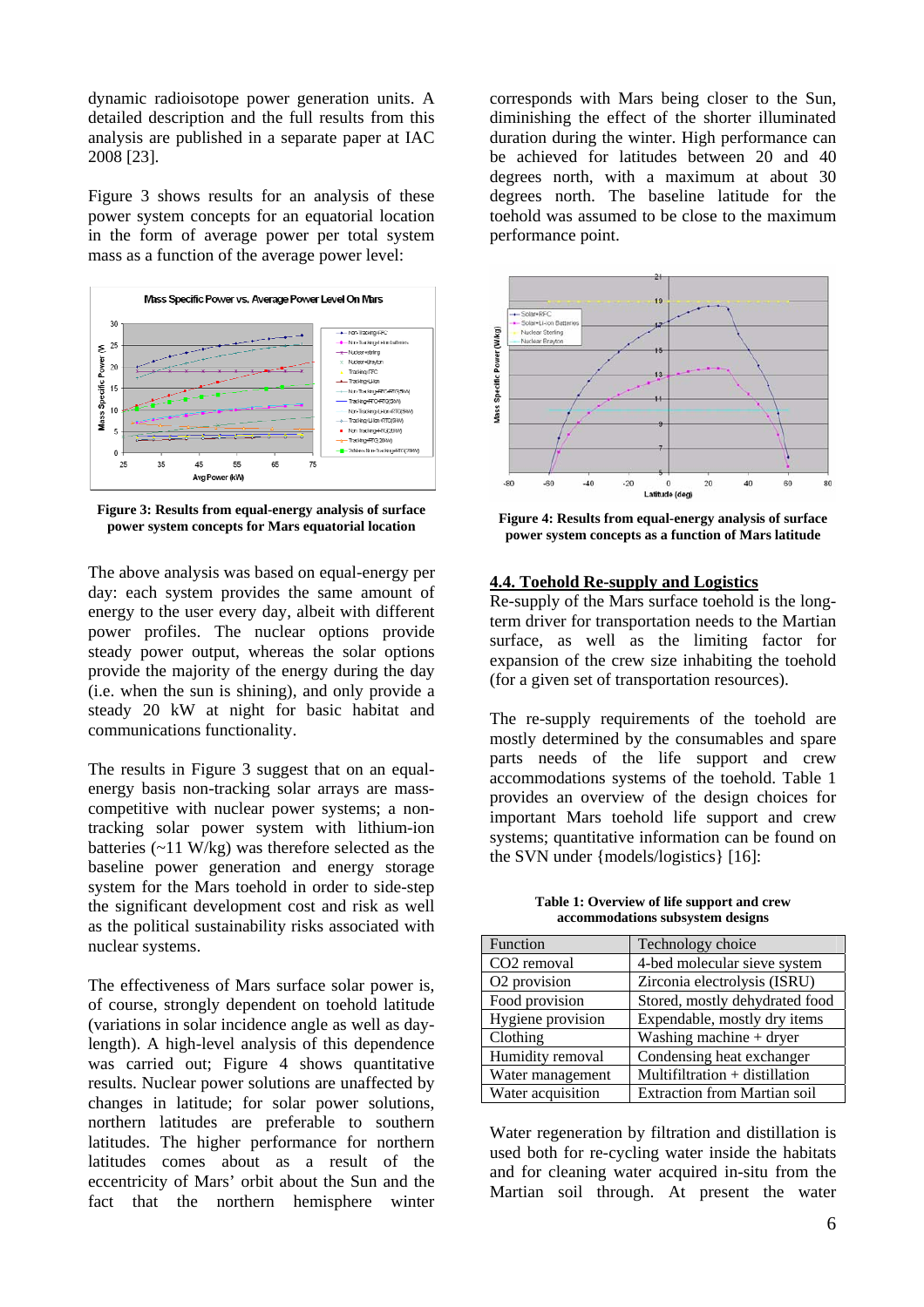dynamic radioisotope power generation units. A detailed description and the full results from this analysis are published in a separate paper at IAC 2008 [23].

Figure 3 shows results for an analysis of these power system concepts for an equatorial location in the form of average power per total system mass as a function of the average power level:

**Figure 3: Results from equal-energy analysis of surface power system concepts for Mars equatorial location**

The above analysis was based on equal-energy per day: each system provides the same amount of energy to the user every day, albeit with different power profiles. The nuclear options provide steady power output, whereas the solar options provide the majority of the energy during the day (i.e. when the sun is shining), and only provide a steady 20 kW at night for basic habitat and communications functionality.

The results in Figure 3 suggest that on an equal-energy basis non-tracking solar arrays are mass-competitive with nuclear power systems; a non-tracking solar power system with lithium-ion batteries (~11 W/kg) was therefore selected as the baseline power generation and energy storage system for the Mars toehold in order to side-step the significant development cost and risk as well as the political sustainability risks associated with nuclear systems.

The effectiveness of Mars surface solar power is, of course, strongly dependent on toehold latitude (variations in solar incidence angle as well as day-length). A high-level analysis of this dependence was carried out; Figure 4 shows quantitative results. Nuclear power solutions are unaffected by changes in latitude; for solar power solutions, northern latitudes are preferable to southern latitudes. The higher performance for northern latitudes comes about as a result of the eccentricity of Mars' orbit about the Sun and the fact that the northern hemisphere winter corresponds with Mars being closer to the Sun, diminishing the effect of the shorter illuminated duration during the winter. High performance can be achieved for latitudes between 20 and 40 degrees north, with a maximum at about 30 degrees north. The baseline latitude for the toehold was assumed to be close to the maximum performance point.

**Figure 4: Results from equal-energy analysis of surface power system concepts as a function of Mars latitude**

## 4.4. Toehold Re-supply and Logistics

Re-supply of the Mars surface toehold is the long-term driver for transportation needs to the Martian surface, as well as the limiting factor for expansion of the crew size inhabiting the toehold (for a given set of transportation resources).

The re-supply requirements of the toehold are mostly determined by the consumables and spare parts needs of the life support and crew accommodations systems of the toehold. Table 1 provides an overview of the design choices for important Mars toehold life support and crew systems; quantitative information can be found on the SVN under {models/logistics} [16]:

**Table 1: Overview of life support and crew accommodations subsystem designs**

| Function | Technology choice |
|---|---|
| $CO_2$ removal | 4-bed molecular sieve system |
| $O_2$ provision | Zirconia electrolysis (ISRU) |
| Food provision | Stored, mostly dehydrated food |
| Hygiene provision | Expendable, mostly dry items |
| Clothing | Washing machine + dryer |
| Humidity removal | Condensing heat exchanger |
| Water management | Multifiltration + distillation |
| Water acquisition | Extraction from Martian soil |

Water regeneration by filtration and distillation is used both for re-cycling water inside the habitats and for cleaning water acquired in-situ from the Martian soil through. At present the water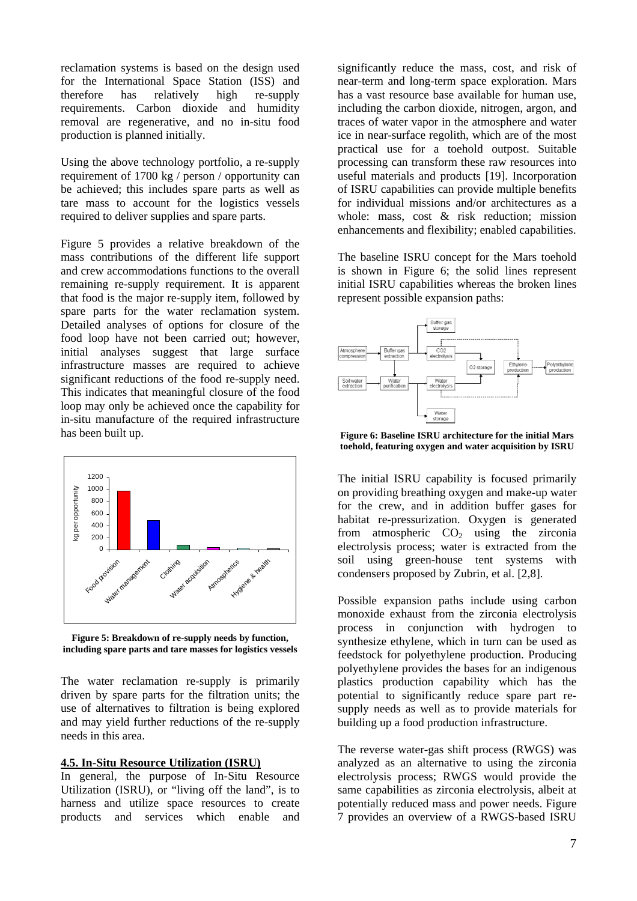reclamation systems is based on the design used for the International Space Station (ISS) and therefore has relatively high re-supply requirements. Carbon dioxide and humidity removal are regenerative, and no in-situ food production is planned initially.

Using the above technology portfolio, a re-supply requirement of 1700 kg / person / opportunity can be achieved; this includes spare parts as well as tare mass to account for the logistics vessels required to deliver supplies and spare parts.

Figure 5 provides a relative breakdown of the mass contributions of the different life support and crew accommodations functions to the overall remaining re-supply requirement. It is apparent that food is the major re-supply item, followed by spare parts for the water reclamation system. Detailed analyses of options for closure of the food loop have not been carried out; however, initial analyses suggest that large surface infrastructure masses are required to achieve significant reductions of the food re-supply need. This indicates that meaningful closure of the food loop may only be achieved once the capability for in-situ manufacture of the required infrastructure has been built up.

**Figure 5: Breakdown of re-supply needs by function, including spare parts and tare masses for logistics vessels**

The water reclamation re-supply is primarily driven by spare parts for the filtration units; the use of alternatives to filtration is being explored and may yield further reductions of the re-supply needs in this area.

## 4.5. In-Situ Resource Utilization (ISRU)

In general, the purpose of In-Situ Resource Utilization (ISRU), or "living off the land", is to harness and utilize space resources to create products and services which enable and significantly reduce the mass, cost, and risk of near-term and long-term space exploration. Mars has a vast resource base available for human use, including the carbon dioxide, nitrogen, argon, and traces of water vapor in the atmosphere and water ice in near-surface regolith, which are of the most practical use for a toehold outpost. Suitable processing can transform these raw resources into useful materials and products [19]. Incorporation of ISRU capabilities can provide multiple benefits for individual missions and/or architectures as a whole: mass, cost & risk reduction; mission enhancements and flexibility; enabled capabilities.

The baseline ISRU concept for the Mars toehold is shown in Figure 6; the solid lines represent initial ISRU capabilities whereas the broken lines represent possible expansion paths:

**Figure 6: Baseline ISRU architecture for the initial Mars toehold, featuring oxygen and water acquisition by ISRU**

The initial ISRU capability is focused primarily on providing breathing oxygen and make-up water for the crew, and in addition buffer gases for habitat re-pressurization. Oxygen is generated from atmospheric $CO_2$ using the zirconia electrolysis process; water is extracted from the soil using green-house tent systems with condensers proposed by Zubrin, et al. [2,8].

Possible expansion paths include using carbon monoxide exhaust from the zirconia electrolysis process in conjunction with hydrogen to synthesize ethylene, which in turn can be used as feedstock for polyethylene production. Producing polyethylene provides the bases for an indigenous plastics production capability which has the potential to significantly reduce spare part re-supply needs as well as to provide materials for building up a food production infrastructure.

The reverse water-gas shift process (RWGS) was analyzed as an alternative to using the zirconia electrolysis process; RWGS would provide the same capabilities as zirconia electrolysis, albeit at potentially reduced mass and power needs. Figure 7 provides an overview of a RWGS-based ISRU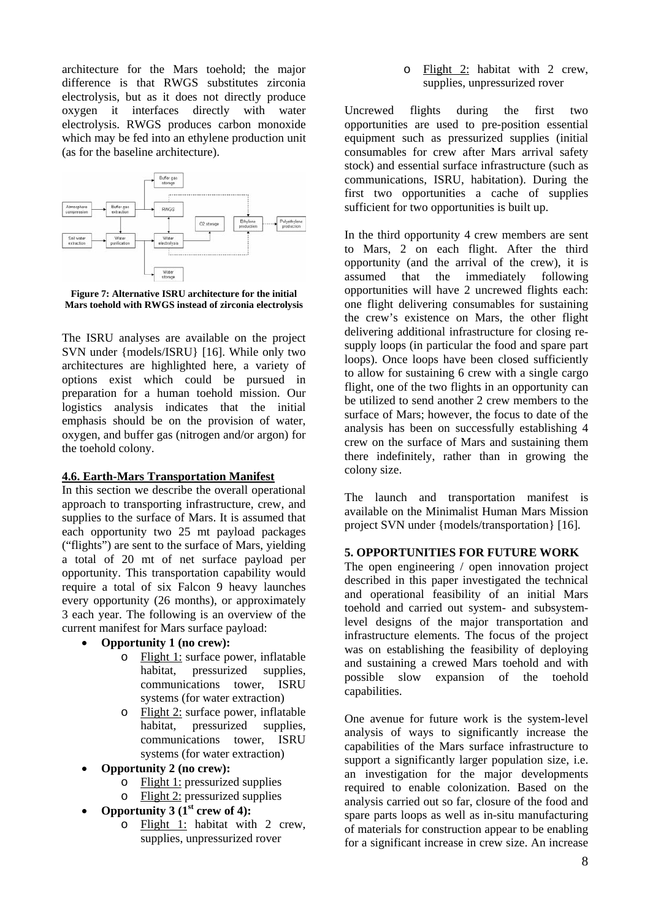architecture for the Mars toehold; the major difference is that RWGS substitutes zirconia electrolysis, but as it does not directly produce oxygen it interfaces directly with water electrolysis. RWGS produces carbon monoxide which may be fed into an ethylene production unit (as for the baseline architecture).

**Figure 7: Alternative ISRU architecture for the initial Mars toehold with RWGS instead of zirconia electrolysis**

The ISRU analyses are available on the project SVN under {models/ISRU} [16]. While only two architectures are highlighted here, a variety of options exist which could be pursued in preparation for a human toehold mission. Our logistics analysis indicates that the initial emphasis should be on the provision of water, oxygen, and buffer gas (nitrogen and/or argon) for the toehold colony.

### 4.6. Earth-Mars Transportation Manifest

In this section we describe the overall operational approach to transporting infrastructure, crew, and supplies to the surface of Mars. It is assumed that each opportunity two 25 mt payload packages ("flights") are sent to the surface of Mars, yielding a total of 20 mt of net surface payload per opportunity. This transportation capability would require a total of six Falcon 9 heavy launches every opportunity (26 months), or approximately 3 each year. The following is an overview of the current manifest for Mars surface payload:

- **Opportunity 1 (no crew):**
  - Flight 1: surface power, inflatable habitat, pressurized supplies, communications tower, ISRU systems (for water extraction)
  - Flight 2: surface power, inflatable habitat, pressurized supplies, communications tower, ISRU systems (for water extraction)
- **Opportunity 2 (no crew):**
  - Flight 1: pressurized supplies
  - Flight 2: pressurized supplies
- **Opportunity 3 (1st crew of 4):**
  - Flight 1: habitat with 2 crew, supplies, unpressurized rover
  - Flight 2: habitat with 2 crew, supplies, unpressurized rover

Uncrewed flights during the first two opportunities are used to pre-position essential equipment such as pressurized supplies (initial consumables for crew after Mars arrival safety stock) and essential surface infrastructure (such as communications, ISRU, habitation). During the first two opportunities a cache of supplies sufficient for two opportunities is built up.

In the third opportunity 4 crew members are sent to Mars, 2 on each flight. After the third opportunity (and the arrival of the crew), it is assumed that the immediately following opportunities will have 2 uncrewed flights each: one flight delivering consumables for sustaining the crew's existence on Mars, the other flight delivering additional infrastructure for closing re-supply loops (in particular the food and spare part loops). Once loops have been closed sufficiently to allow for sustaining 6 crew with a single cargo flight, one of the two flights in an opportunity can be utilized to send another 2 crew members to the surface of Mars; however, the focus to date of the analysis has been on successfully establishing 4 crew on the surface of Mars and sustaining them there indefinitely, rather than in growing the colony size.

The launch and transportation manifest is available on the Minimalist Human Mars Mission project SVN under {models/transportation} [16].

## 5. OPPORTUNITIES FOR FUTURE WORK

The open engineering / open innovation project described in this paper investigated the technical and operational feasibility of an initial Mars toehold and carried out system- and subsystem-level designs of the major transportation and infrastructure elements. The focus of the project was on establishing the feasibility of deploying and sustaining a crewed Mars toehold and with possible slow expansion of the toehold capabilities.

One avenue for future work is the system-level analysis of ways to significantly increase the capabilities of the Mars surface infrastructure to support a significantly larger population size, i.e. an investigation for the major developments required to enable colonization. Based on the analysis carried out so far, closure of the food and spare parts loops as well as in-situ manufacturing of materials for construction appear to be enabling for a significant increase in crew size. An increase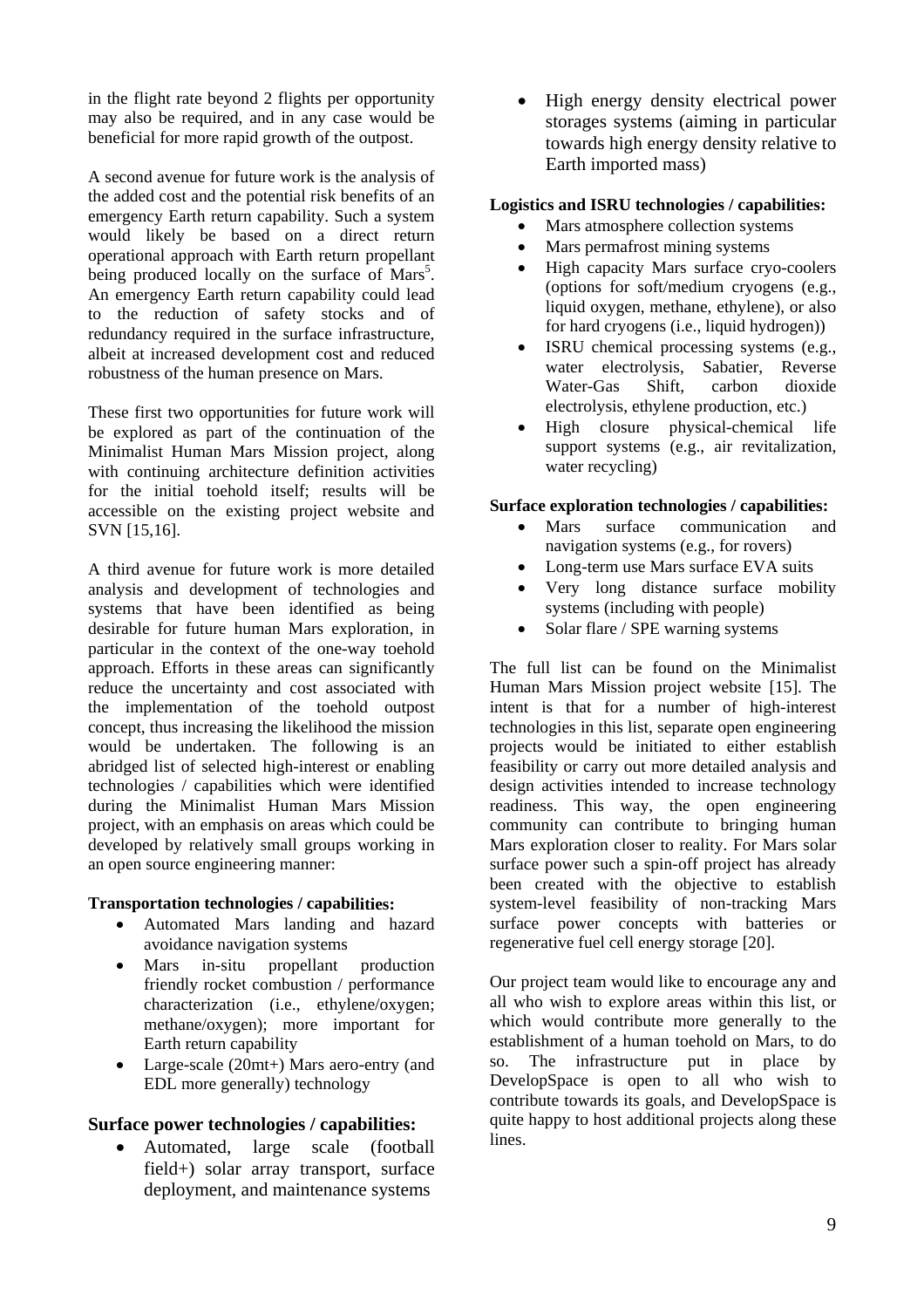in the flight rate beyond 2 flights per opportunity may also be required, and in any case would be beneficial for more rapid growth of the outpost.

A second avenue for future work is the analysis of the added cost and the potential risk benefits of an emergency Earth return capability. Such a system would likely be based on a direct return operational approach with Earth return propellant being produced locally on the surface of Mars[5]. An emergency Earth return capability could lead to the reduction of safety stocks and of redundancy required in the surface infrastructure, albeit at increased development cost and reduced robustness of the human presence on Mars.

These first two opportunities for future work will be explored as part of the continuation of the Minimalist Human Mars Mission project, along with continuing architecture definition activities for the initial toehold itself; results will be accessible on the existing project website and SVN [15,16].

A third avenue for future work is more detailed analysis and development of technologies and systems that have been identified as being desirable for future human Mars exploration, in particular in the context of the one-way toehold approach. Efforts in these areas can significantly reduce the uncertainty and cost associated with the implementation of the toehold outpost concept, thus increasing the likelihood the mission would be undertaken. The following is an abridged list of selected high-interest or enabling technologies / capabilities which were identified during the Minimalist Human Mars Mission project, with an emphasis on areas which could be developed by relatively small groups working in an open source engineering manner:

**Transportation technologies / capabilities:**

- Automated Mars landing and hazard avoidance navigation systems
- Mars in-situ propellant production friendly rocket combustion / performance characterization (i.e., ethylene/oxygen; methane/oxygen); more important for Earth return capability
- Large-scale (20mt+) Mars aero-entry (and EDL more generally) technology

**Surface power technologies / capabilities:**

- Automated, large scale (football field+) solar array transport, surface deployment, and maintenance systems
- High energy density electrical power storages systems (aiming in particular towards high energy density relative to Earth imported mass)

**Logistics and ISRU technologies / capabilities:**

- Mars atmosphere collection systems
- Mars permafrost mining systems
- High capacity Mars surface cryo-coolers (options for soft/medium cryogens (e.g., liquid oxygen, methane, ethylene), or also for hard cryogens (i.e., liquid hydrogen))
- ISRU chemical processing systems (e.g., water electrolysis, Sabatier, Reverse Water-Gas Shift, carbon dioxide electrolysis, ethylene production, etc.)
- High closure physical-chemical life support systems (e.g., air revitalization, water recycling)

**Surface exploration technologies / capabilities:**

- Mars surface communication and navigation systems (e.g., for rovers)
- Long-term use Mars surface EVA suits
- Very long distance surface mobility systems (including with people)
- Solar flare / SPE warning systems

The full list can be found on the Minimalist Human Mars Mission project website [15]. The intent is that for a number of high-interest technologies in this list, separate open engineering projects would be initiated to either establish feasibility or carry out more detailed analysis and design activities intended to increase technology readiness. This way, the open engineering community can contribute to bringing human Mars exploration closer to reality. For Mars solar surface power such a spin-off project has already been created with the objective to establish system-level feasibility of non-tracking Mars surface power concepts with batteries or regenerative fuel cell energy storage [20].

Our project team would like to encourage any and all who wish to explore areas within this list, or which would contribute more generally to the establishment of a human toehold on Mars, to do so. The infrastructure put in place by DevelopSpace is open to all who wish to contribute towards its goals, and DevelopSpace is quite happy to host additional projects along these lines.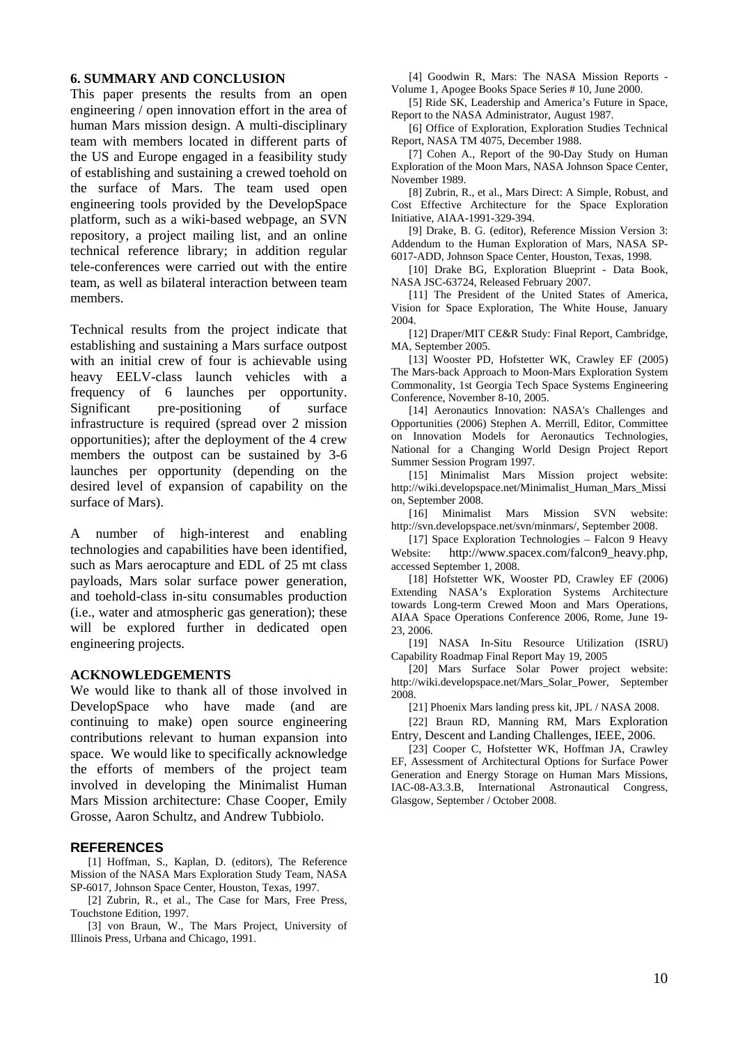## 6. SUMMARY AND CONCLUSION

This paper presents the results from an open engineering / open innovation effort in the area of human Mars mission design. A multi-disciplinary team with members located in different parts of the US and Europe engaged in a feasibility study of establishing and sustaining a crewed toehold on the surface of Mars. The team used open engineering tools provided by the DevelopSpace platform, such as a wiki-based webpage, an SVN repository, a project mailing list, and an online technical reference library; in addition regular tele-conferences were carried out with the entire team, as well as bilateral interaction between team members.

Technical results from the project indicate that establishing and sustaining a Mars surface outpost with an initial crew of four is achievable using heavy EELV-class launch vehicles with a frequency of 6 launches per opportunity. Significant pre-positioning of surface infrastructure is required (spread over 2 mission opportunities); after the deployment of the 4 crew members the outpost can be sustained by 3-6 launches per opportunity (depending on the desired level of expansion of capability on the surface of Mars).

A number of high-interest and enabling technologies and capabilities have been identified, such as Mars aerocapture and EDL of 25 mt class payloads, Mars solar surface power generation, and toehold-class in-situ consumables production (i.e., water and atmospheric gas generation); these will be explored further in dedicated open engineering projects.

## ACKNOWLEDGEMENTS

We would like to thank all of those involved in DevelopSpace who have made (and are continuing to make) open source engineering contributions relevant to human expansion into space. We would like to specifically acknowledge the efforts of members of the project team involved in developing the Minimalist Human Mars Mission architecture: Chase Cooper, Emily Grosse, Aaron Schultz, and Andrew Tubbiolo.

## REFERENCES

[1] Hoffman, S., Kaplan, D. (editors), The Reference Mission of the NASA Mars Exploration Study Team, NASA SP-6017, Johnson Space Center, Houston, Texas, 1997.

[2] Zubrin, R., et al., The Case for Mars, Free Press, Touchstone Edition, 1997.

[3] von Braun, W., The Mars Project, University of Illinois Press, Urbana and Chicago, 1991.

[4] Goodwin R, Mars: The NASA Mission Reports - Volume 1, Apogee Books Space Series # 10, June 2000.

[5] Ride SK, Leadership and America's Future in Space, Report to the NASA Administrator, August 1987.

[6] Office of Exploration, Exploration Studies Technical Report, NASA TM 4075, December 1988.

[7] Cohen A., Report of the 90-Day Study on Human Exploration of the Moon Mars, NASA Johnson Space Center, November 1989.

[8] Zubrin, R., et al., Mars Direct: A Simple, Robust, and Cost Effective Architecture for the Space Exploration Initiative, AIAA-1991-329-394.

[9] Drake, B. G. (editor), Reference Mission Version 3: Addendum to the Human Exploration of Mars, NASA SP-6017-ADD, Johnson Space Center, Houston, Texas, 1998.

[10] Drake BG, Exploration Blueprint - Data Book, NASA JSC-63724, Released February 2007.

[11] The President of the United States of America, Vision for Space Exploration, The White House, January 2004.

[12] Draper/MIT CE&R Study: Final Report, Cambridge, MA, September 2005.

[13] Wooster PD, Hofstetter WK, Crawley EF (2005) The Mars-back Approach to Moon-Mars Exploration System Commonality, 1st Georgia Tech Space Systems Engineering Conference, November 8-10, 2005.

[14] Aeronautics Innovation: NASA's Challenges and Opportunities (2006) Stephen A. Merrill, Editor, Committee on Innovation Models for Aeronautics Technologies, National for a Changing World Design Project Report Summer Session Program 1997.

[15] Minimalist Mars Mission project website: http://wiki.developspace.net/Minimalist_Human_Mars_Mission, September 2008.

[16] Minimalist Mars Mission SVN website: http://svn.developspace.net/svn/minmars/, September 2008.

[17] Space Exploration Technologies – Falcon 9 Heavy Website: http://www.spacex.com/falcon9_heavy.php, accessed September 1, 2008.

[18] Hofstetter WK, Wooster PD, Crawley EF (2006) Extending NASA's Exploration Systems Architecture towards Long-term Crewed Moon and Mars Operations, AIAA Space Operations Conference 2006, Rome, June 19-23, 2006.

[19] NASA In-Situ Resource Utilization (ISRU) Capability Roadmap Final Report May 19, 2005

[20] Mars Surface Solar Power project website: http://wiki.developspace.net/Mars_Solar_Power, September 2008.

[21] Phoenix Mars landing press kit, JPL / NASA 2008.

[22] Braun RD, Manning RM, Mars Exploration Entry, Descent and Landing Challenges, IEEE, 2006.

[23] Cooper C, Hofstetter WK, Hoffman JA, Crawley EF, Assessment of Architectural Options for Surface Power Generation and Energy Storage on Human Mars Missions, IAC-08-A3.3.B, International Astronautical Congress, Glasgow, September / October 2008.